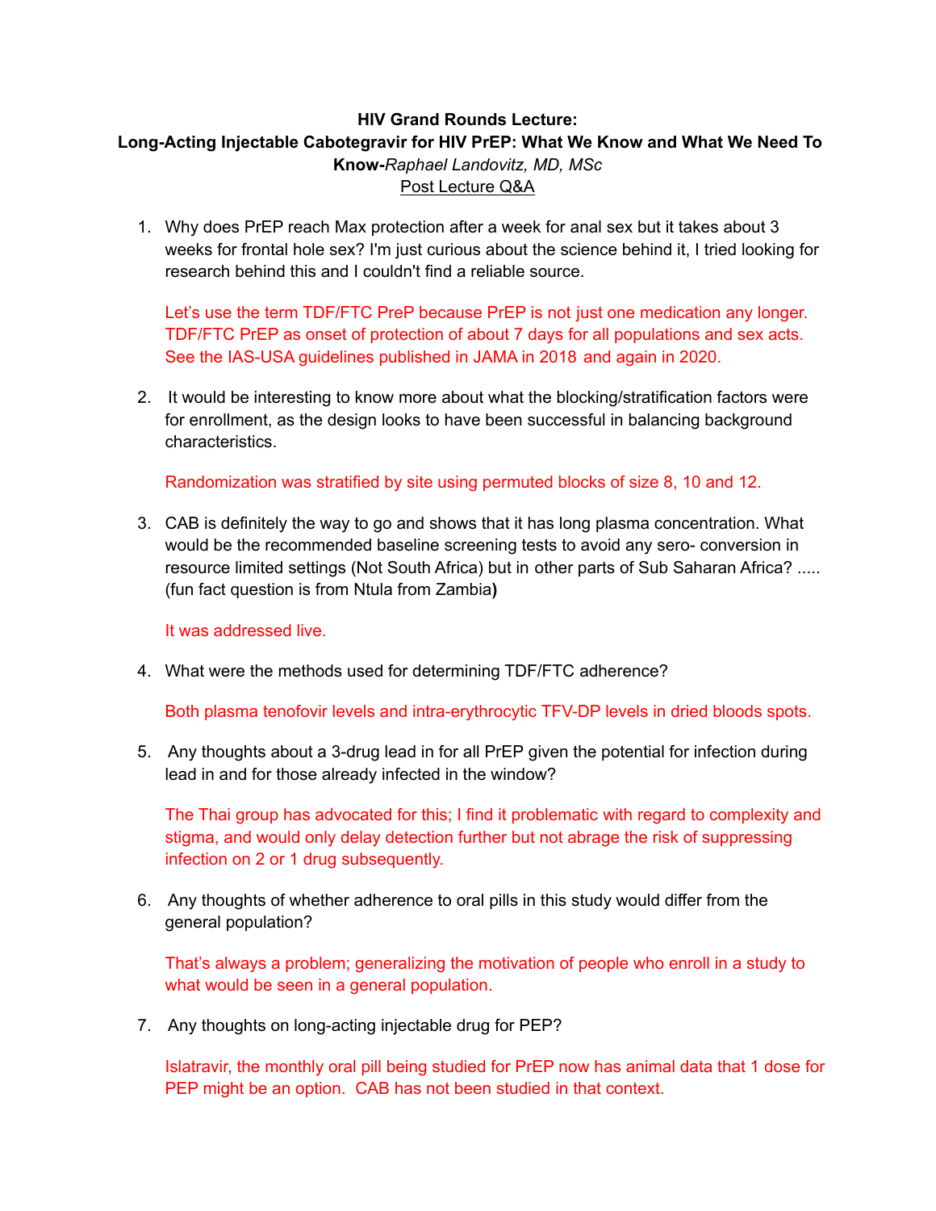**HIV Grand Rounds Lecture:**
**Long-Acting Injectable Cabotegravir for HIV PrEP: What We Know and What We Need To Know-***Raphael Landovitz, MD, MSc*
Post Lecture Q&A

1. Why does PrEP reach Max protection after a week for anal sex but it takes about 3 weeks for frontal hole sex? I'm just curious about the science behind it, I tried looking for research behind this and I couldn't find a reliable source.

   Let's use the term TDF/FTC PreP because PrEP is not just one medication any longer. TDF/FTC PrEP as onset of protection of about 7 days for all populations and sex acts. See the IAS-USA guidelines published in JAMA in 2018 and again in 2020.

2. It would be interesting to know more about what the blocking/stratification factors were for enrollment, as the design looks to have been successful in balancing background characteristics.

   Randomization was stratified by site using permuted blocks of size 8, 10 and 12.

3. CAB is definitely the way to go and shows that it has long plasma concentration. What would be the recommended baseline screening tests to avoid any sero- conversion in resource limited settings (Not South Africa) but in other parts of Sub Saharan Africa? ..... (fun fact question is from Ntula from Zambia**)**

   It was addressed live.

4. What were the methods used for determining TDF/FTC adherence?

   Both plasma tenofovir levels and intra-erythrocytic TFV-DP levels in dried bloods spots.

5. Any thoughts about a 3-drug lead in for all PrEP given the potential for infection during lead in and for those already infected in the window?

   The Thai group has advocated for this; I find it problematic with regard to complexity and stigma, and would only delay detection further but not abrage the risk of suppressing infection on 2 or 1 drug subsequently.

6. Any thoughts of whether adherence to oral pills in this study would differ from the general population?

   That's always a problem; generalizing the motivation of people who enroll in a study to what would be seen in a general population.

7. Any thoughts on long-acting injectable drug for PEP?

   Islatravir, the monthly oral pill being studied for PrEP now has animal data that 1 dose for PEP might be an option. CAB has not been studied in that context.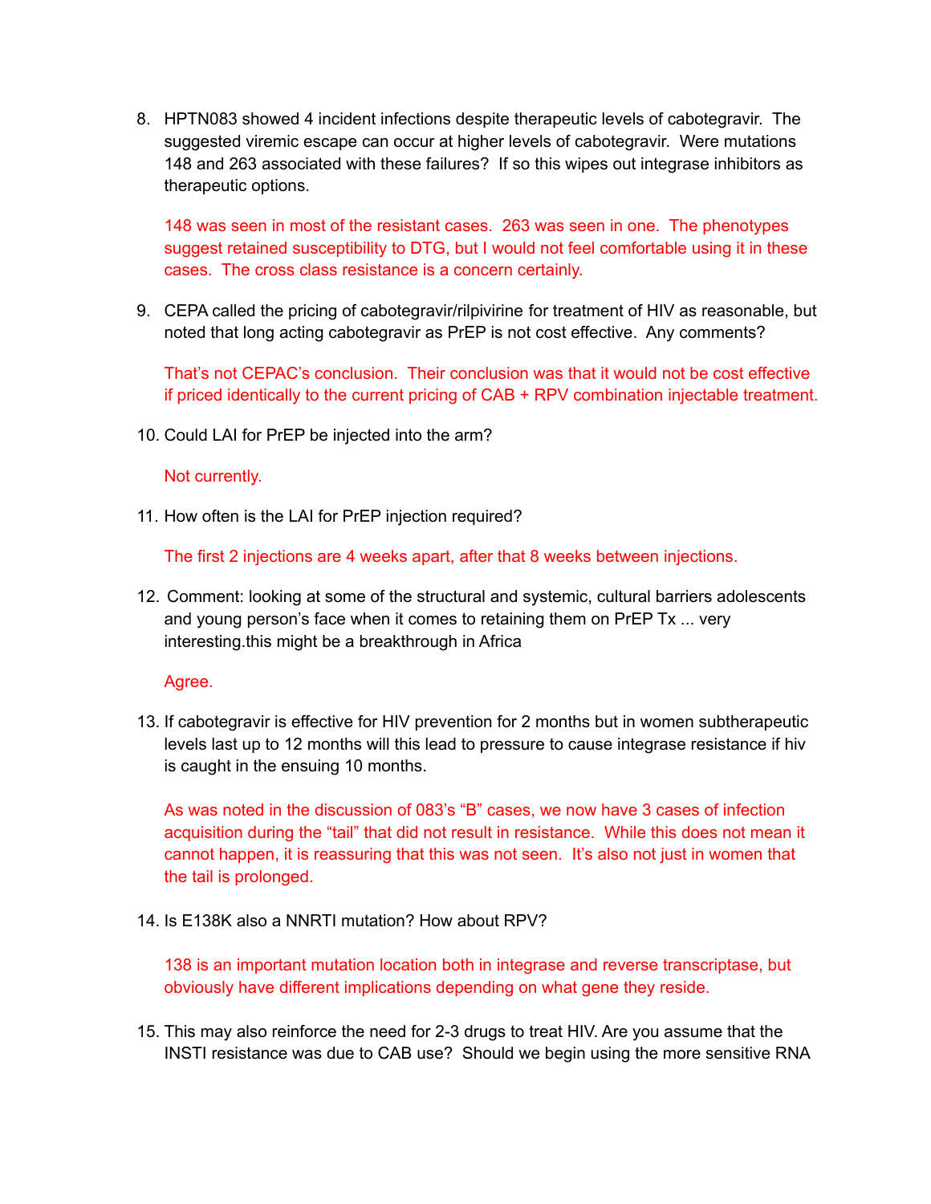8. HPTN083 showed 4 incident infections despite therapeutic levels of cabotegravir. The suggested viremic escape can occur at higher levels of cabotegravir. Were mutations 148 and 263 associated with these failures? If so this wipes out integrase inhibitors as therapeutic options.

   148 was seen in most of the resistant cases. 263 was seen in one. The phenotypes suggest retained susceptibility to DTG, but I would not feel comfortable using it in these cases. The cross class resistance is a concern certainly.

9. CEPA called the pricing of cabotegravir/rilpivirine for treatment of HIV as reasonable, but noted that long acting cabotegravir as PrEP is not cost effective. Any comments?

   That's not CEPAC's conclusion. Their conclusion was that it would not be cost effective if priced identically to the current pricing of CAB + RPV combination injectable treatment.

10. Could LAI for PrEP be injected into the arm?

    Not currently.

11. How often is the LAI for PrEP injection required?

    The first 2 injections are 4 weeks apart, after that 8 weeks between injections.

12. Comment: looking at some of the structural and systemic, cultural barriers adolescents and young person's face when it comes to retaining them on PrEP Tx ... very interesting.this might be a breakthrough in Africa

    Agree.

13. If cabotegravir is effective for HIV prevention for 2 months but in women subtherapeutic levels last up to 12 months will this lead to pressure to cause integrase resistance if hiv is caught in the ensuing 10 months.

    As was noted in the discussion of 083's "B" cases, we now have 3 cases of infection acquisition during the "tail" that did not result in resistance. While this does not mean it cannot happen, it is reassuring that this was not seen. It's also not just in women that the tail is prolonged.

14. Is E138K also a NNRTI mutation? How about RPV?

    138 is an important mutation location both in integrase and reverse transcriptase, but obviously have different implications depending on what gene they reside.

15. This may also reinforce the need for 2-3 drugs to treat HIV. Are you assume that the INSTI resistance was due to CAB use? Should we begin using the more sensitive RNA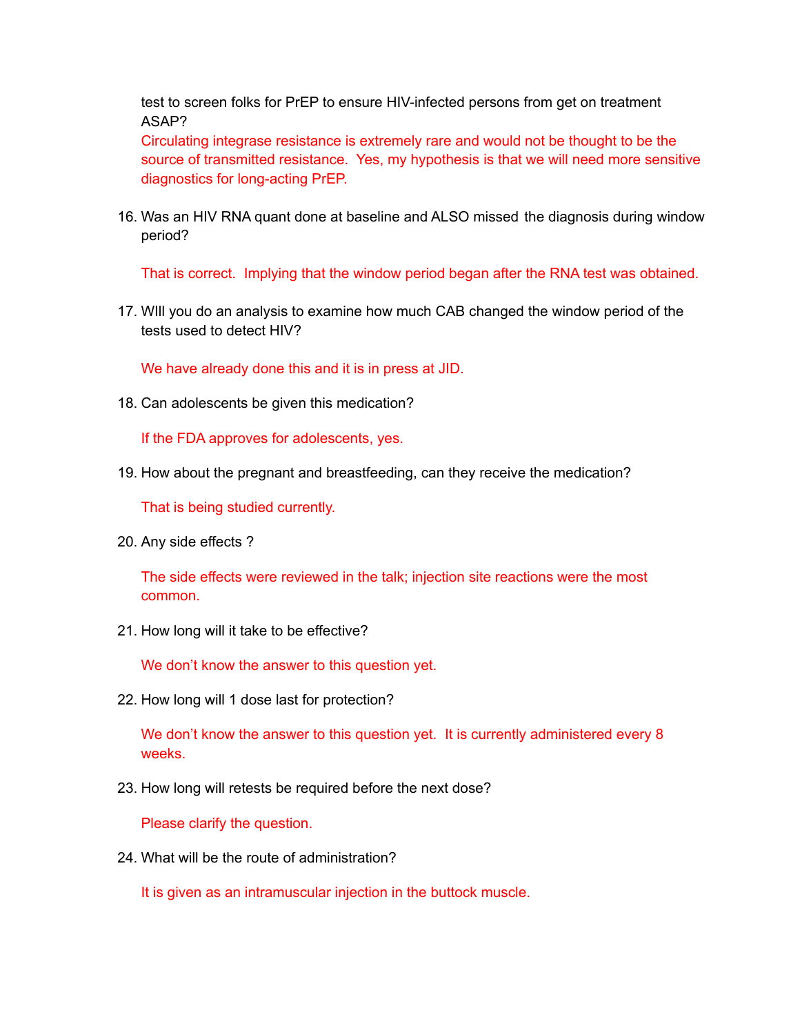test to screen folks for PrEP to ensure HIV-infected persons from get on treatment ASAP?

Circulating integrase resistance is extremely rare and would not be thought to be the source of transmitted resistance. Yes, my hypothesis is that we will need more sensitive diagnostics for long-acting PrEP.

16. Was an HIV RNA quant done at baseline and ALSO missed the diagnosis during window period?

    That is correct. Implying that the window period began after the RNA test was obtained.

17. WIll you do an analysis to examine how much CAB changed the window period of the tests used to detect HIV?

    We have already done this and it is in press at JID.

18. Can adolescents be given this medication?

    If the FDA approves for adolescents, yes.

19. How about the pregnant and breastfeeding, can they receive the medication?

    That is being studied currently.

20. Any side effects ?

    The side effects were reviewed in the talk; injection site reactions were the most common.

21. How long will it take to be effective?

    We don't know the answer to this question yet.

22. How long will 1 dose last for protection?

    We don't know the answer to this question yet. It is currently administered every 8 weeks.

23. How long will retests be required before the next dose?

    Please clarify the question.

24. What will be the route of administration?

    It is given as an intramuscular injection in the buttock muscle.